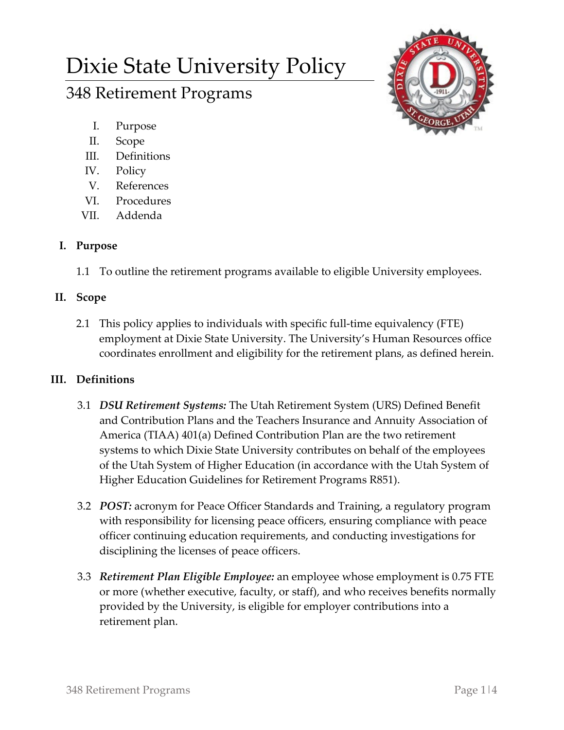# Dixie State University Policy

## 348 Retirement Programs

I. Purpose
II. Scope
III. Definitions
IV. Policy
V. References
VI. Procedures
VII. Addenda

### I. Purpose

1.1 To outline the retirement programs available to eligible University employees.

### II. Scope

2.1 This policy applies to individuals with specific full-time equivalency (FTE) employment at Dixie State University. The University's Human Resources office coordinates enrollment and eligibility for the retirement plans, as defined herein.

### III. Definitions

3.1 ***DSU Retirement Systems:*** The Utah Retirement System (URS) Defined Benefit and Contribution Plans and the Teachers Insurance and Annuity Association of America (TIAA) 401(a) Defined Contribution Plan are the two retirement systems to which Dixie State University contributes on behalf of the employees of the Utah System of Higher Education (in accordance with the Utah System of Higher Education Guidelines for Retirement Programs R851).

3.2 ***POST:*** acronym for Peace Officer Standards and Training, a regulatory program with responsibility for licensing peace officers, ensuring compliance with peace officer continuing education requirements, and conducting investigations for disciplining the licenses of peace officers.

3.3 ***Retirement Plan Eligible Employee:*** an employee whose employment is 0.75 FTE or more (whether executive, faculty, or staff), and who receives benefits normally provided by the University, is eligible for employer contributions into a retirement plan.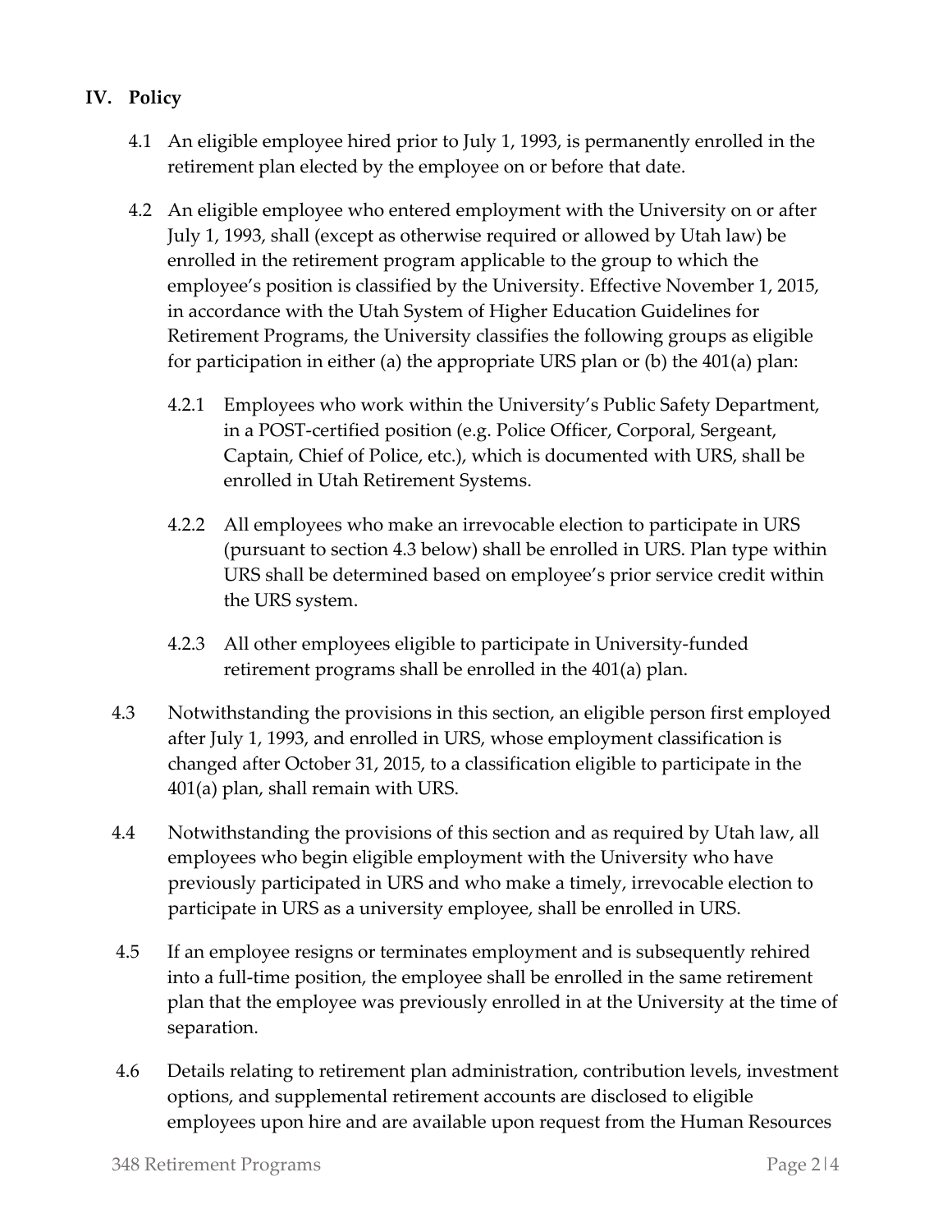## IV. Policy

4.1 An eligible employee hired prior to July 1, 1993, is permanently enrolled in the retirement plan elected by the employee on or before that date.

4.2 An eligible employee who entered employment with the University on or after July 1, 1993, shall (except as otherwise required or allowed by Utah law) be enrolled in the retirement program applicable to the group to which the employee's position is classified by the University. Effective November 1, 2015, in accordance with the Utah System of Higher Education Guidelines for Retirement Programs, the University classifies the following groups as eligible for participation in either (a) the appropriate URS plan or (b) the 401(a) plan:

4.2.1 Employees who work within the University's Public Safety Department, in a POST-certified position (e.g. Police Officer, Corporal, Sergeant, Captain, Chief of Police, etc.), which is documented with URS, shall be enrolled in Utah Retirement Systems.

4.2.2 All employees who make an irrevocable election to participate in URS (pursuant to section 4.3 below) shall be enrolled in URS. Plan type within URS shall be determined based on employee's prior service credit within the URS system.

4.2.3 All other employees eligible to participate in University-funded retirement programs shall be enrolled in the 401(a) plan.

4.3 Notwithstanding the provisions in this section, an eligible person first employed after July 1, 1993, and enrolled in URS, whose employment classification is changed after October 31, 2015, to a classification eligible to participate in the 401(a) plan, shall remain with URS.

4.4 Notwithstanding the provisions of this section and as required by Utah law, all employees who begin eligible employment with the University who have previously participated in URS and who make a timely, irrevocable election to participate in URS as a university employee, shall be enrolled in URS.

4.5 If an employee resigns or terminates employment and is subsequently rehired into a full-time position, the employee shall be enrolled in the same retirement plan that the employee was previously enrolled in at the University at the time of separation.

4.6 Details relating to retirement plan administration, contribution levels, investment options, and supplemental retirement accounts are disclosed to eligible employees upon hire and are available upon request from the Human Resources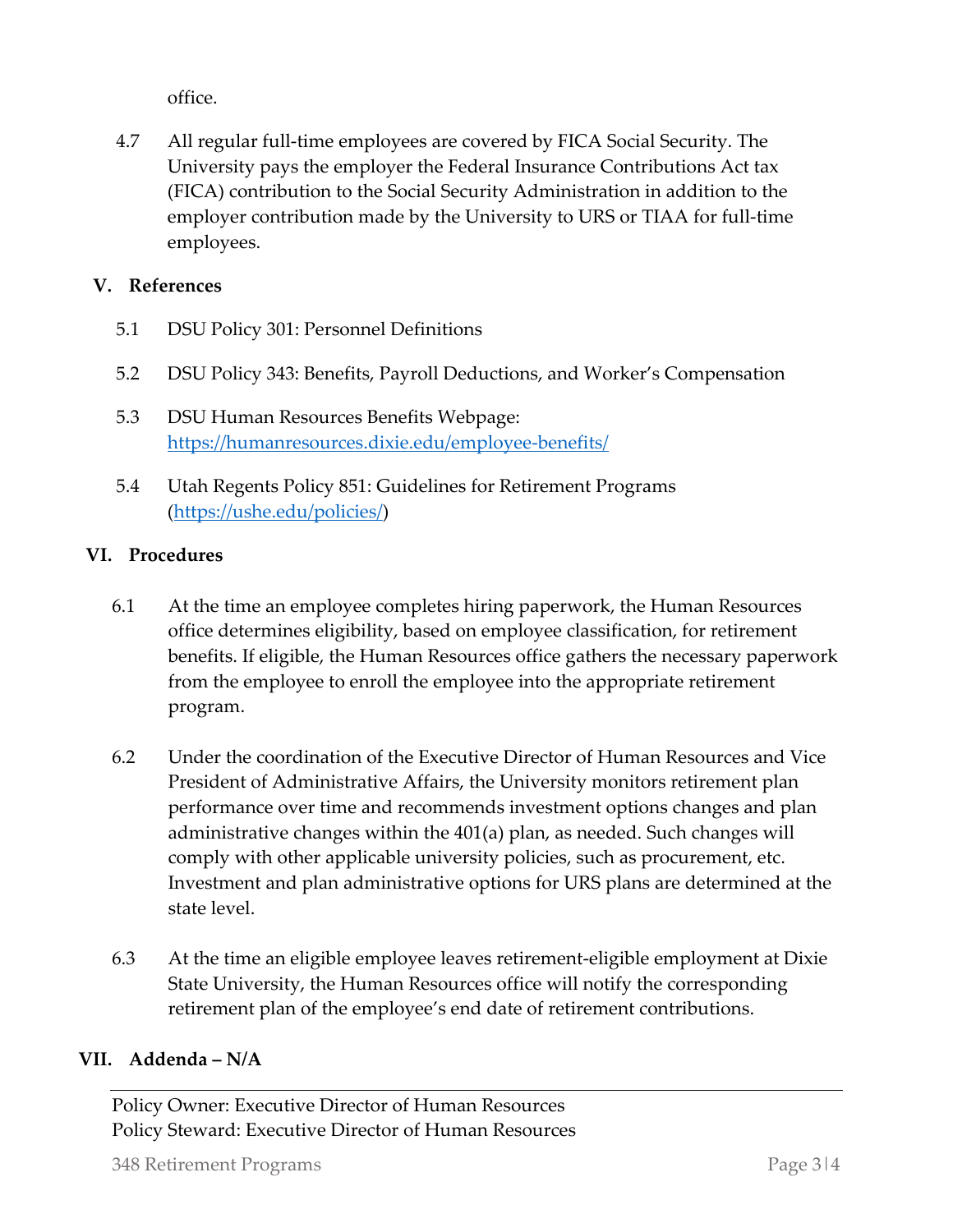office.

4.7 All regular full-time employees are covered by FICA Social Security. The University pays the employer the Federal Insurance Contributions Act tax (FICA) contribution to the Social Security Administration in addition to the employer contribution made by the University to URS or TIAA for full-time employees.

## V. References

5.1 DSU Policy 301: Personnel Definitions

5.2 DSU Policy 343: Benefits, Payroll Deductions, and Worker's Compensation

5.3 DSU Human Resources Benefits Webpage: https://humanresources.dixie.edu/employee-benefits/

5.4 Utah Regents Policy 851: Guidelines for Retirement Programs (https://ushe.edu/policies/)

## VI. Procedures

6.1 At the time an employee completes hiring paperwork, the Human Resources office determines eligibility, based on employee classification, for retirement benefits. If eligible, the Human Resources office gathers the necessary paperwork from the employee to enroll the employee into the appropriate retirement program.

6.2 Under the coordination of the Executive Director of Human Resources and Vice President of Administrative Affairs, the University monitors retirement plan performance over time and recommends investment options changes and plan administrative changes within the 401(a) plan, as needed. Such changes will comply with other applicable university policies, such as procurement, etc. Investment and plan administrative options for URS plans are determined at the state level.

6.3 At the time an eligible employee leaves retirement-eligible employment at Dixie State University, the Human Resources office will notify the corresponding retirement plan of the employee's end date of retirement contributions.

## VII. Addenda – N/A

---

Policy Owner: Executive Director of Human Resources
Policy Steward: Executive Director of Human Resources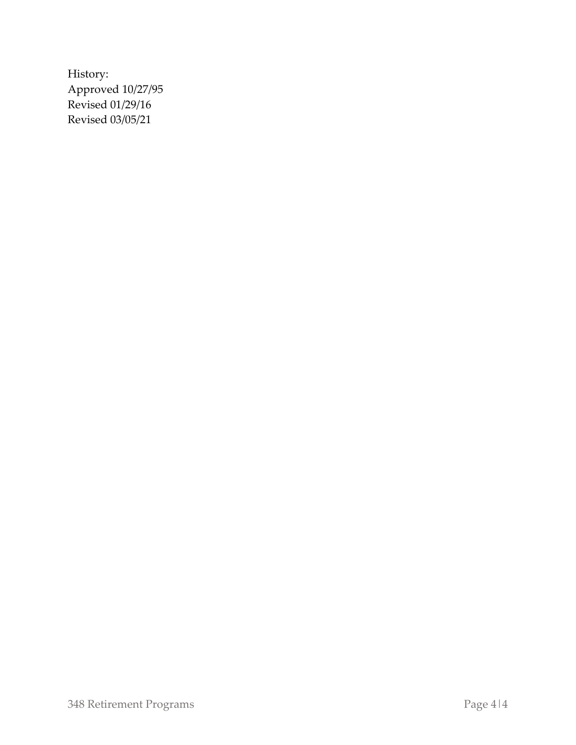History:
Approved 10/27/95
Revised 01/29/16
Revised 03/05/21